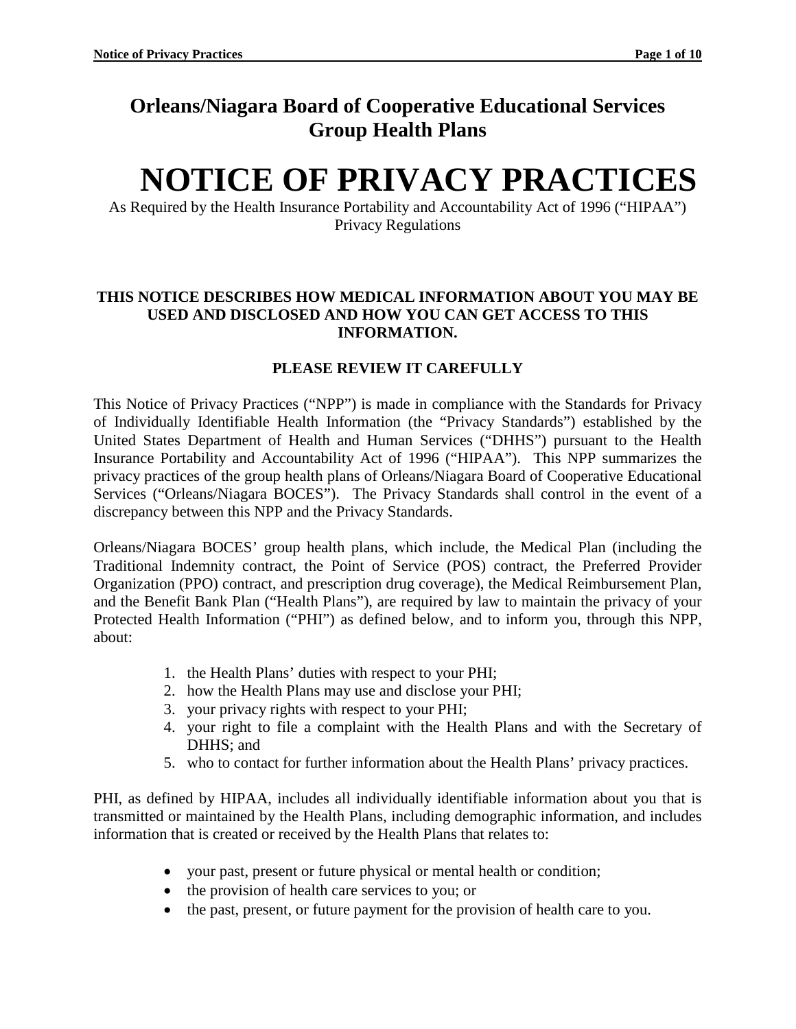# Orleans/Niagara Board of Cooperative Educational Services Group Health Plans

# NOTICE OF PRIVACY PRACTICES

As Required by the Health Insurance Portability and Accountability Act of 1996 ("HIPAA") Privacy Regulations

**THIS NOTICE DESCRIBES HOW MEDICAL INFORMATION ABOUT YOU MAY BE USED AND DISCLOSED AND HOW YOU CAN GET ACCESS TO THIS INFORMATION.**

**PLEASE REVIEW IT CAREFULLY**

This Notice of Privacy Practices ("NPP") is made in compliance with the Standards for Privacy of Individually Identifiable Health Information (the "Privacy Standards") established by the United States Department of Health and Human Services ("DHHS") pursuant to the Health Insurance Portability and Accountability Act of 1996 ("HIPAA"). This NPP summarizes the privacy practices of the group health plans of Orleans/Niagara Board of Cooperative Educational Services ("Orleans/Niagara BOCES"). The Privacy Standards shall control in the event of a discrepancy between this NPP and the Privacy Standards.

Orleans/Niagara BOCES' group health plans, which include, the Medical Plan (including the Traditional Indemnity contract, the Point of Service (POS) contract, the Preferred Provider Organization (PPO) contract, and prescription drug coverage), the Medical Reimbursement Plan, and the Benefit Bank Plan ("Health Plans"), are required by law to maintain the privacy of your Protected Health Information ("PHI") as defined below, and to inform you, through this NPP, about:

1. the Health Plans' duties with respect to your PHI;
2. how the Health Plans may use and disclose your PHI;
3. your privacy rights with respect to your PHI;
4. your right to file a complaint with the Health Plans and with the Secretary of DHHS; and
5. who to contact for further information about the Health Plans' privacy practices.

PHI, as defined by HIPAA, includes all individually identifiable information about you that is transmitted or maintained by the Health Plans, including demographic information, and includes information that is created or received by the Health Plans that relates to:

- your past, present or future physical or mental health or condition;
- the provision of health care services to you; or
- the past, present, or future payment for the provision of health care to you.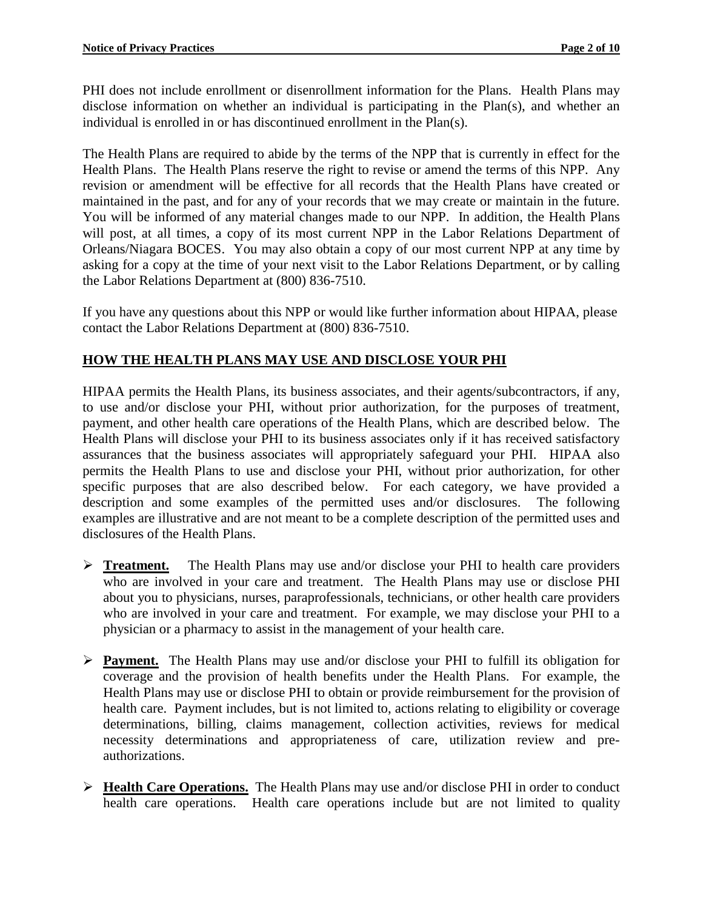PHI does not include enrollment or disenrollment information for the Plans. Health Plans may disclose information on whether an individual is participating in the Plan(s), and whether an individual is enrolled in or has discontinued enrollment in the Plan(s).

The Health Plans are required to abide by the terms of the NPP that is currently in effect for the Health Plans. The Health Plans reserve the right to revise or amend the terms of this NPP. Any revision or amendment will be effective for all records that the Health Plans have created or maintained in the past, and for any of your records that we may create or maintain in the future. You will be informed of any material changes made to our NPP. In addition, the Health Plans will post, at all times, a copy of its most current NPP in the Labor Relations Department of Orleans/Niagara BOCES. You may also obtain a copy of our most current NPP at any time by asking for a copy at the time of your next visit to the Labor Relations Department, or by calling the Labor Relations Department at (800) 836-7510.

If you have any questions about this NPP or would like further information about HIPAA, please contact the Labor Relations Department at (800) 836-7510.

## HOW THE HEALTH PLANS MAY USE AND DISCLOSE YOUR PHI

HIPAA permits the Health Plans, its business associates, and their agents/subcontractors, if any, to use and/or disclose your PHI, without prior authorization, for the purposes of treatment, payment, and other health care operations of the Health Plans, which are described below. The Health Plans will disclose your PHI to its business associates only if it has received satisfactory assurances that the business associates will appropriately safeguard your PHI. HIPAA also permits the Health Plans to use and disclose your PHI, without prior authorization, for other specific purposes that are also described below. For each category, we have provided a description and some examples of the permitted uses and/or disclosures. The following examples are illustrative and are not meant to be a complete description of the permitted uses and disclosures of the Health Plans.

- **Treatment.** The Health Plans may use and/or disclose your PHI to health care providers who are involved in your care and treatment. The Health Plans may use or disclose PHI about you to physicians, nurses, paraprofessionals, technicians, or other health care providers who are involved in your care and treatment. For example, we may disclose your PHI to a physician or a pharmacy to assist in the management of your health care.

- **Payment.** The Health Plans may use and/or disclose your PHI to fulfill its obligation for coverage and the provision of health benefits under the Health Plans. For example, the Health Plans may use or disclose PHI to obtain or provide reimbursement for the provision of health care. Payment includes, but is not limited to, actions relating to eligibility or coverage determinations, billing, claims management, collection activities, reviews for medical necessity determinations and appropriateness of care, utilization review and pre-authorizations.

- **Health Care Operations.** The Health Plans may use and/or disclose PHI in order to conduct health care operations. Health care operations include but are not limited to quality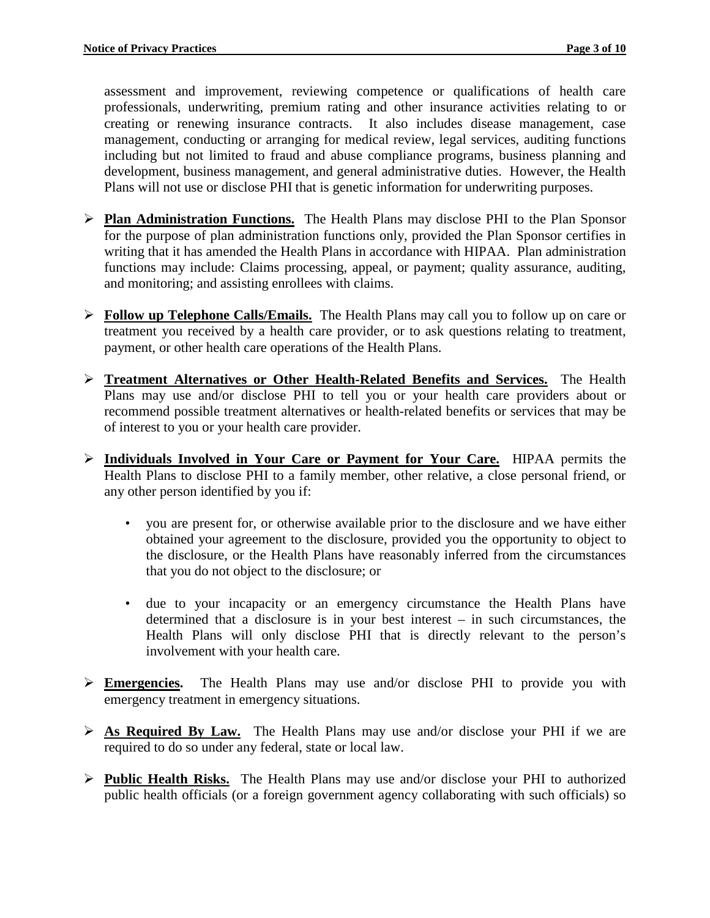assessment and improvement, reviewing competence or qualifications of health care professionals, underwriting, premium rating and other insurance activities relating to or creating or renewing insurance contracts. It also includes disease management, case management, conducting or arranging for medical review, legal services, auditing functions including but not limited to fraud and abuse compliance programs, business planning and development, business management, and general administrative duties. However, the Health Plans will not use or disclose PHI that is genetic information for underwriting purposes.

- **Plan Administration Functions.** The Health Plans may disclose PHI to the Plan Sponsor for the purpose of plan administration functions only, provided the Plan Sponsor certifies in writing that it has amended the Health Plans in accordance with HIPAA. Plan administration functions may include: Claims processing, appeal, or payment; quality assurance, auditing, and monitoring; and assisting enrollees with claims.

- **Follow up Telephone Calls/Emails.** The Health Plans may call you to follow up on care or treatment you received by a health care provider, or to ask questions relating to treatment, payment, or other health care operations of the Health Plans.

- **Treatment Alternatives or Other Health-Related Benefits and Services.** The Health Plans may use and/or disclose PHI to tell you or your health care providers about or recommend possible treatment alternatives or health-related benefits or services that may be of interest to you or your health care provider.

- **Individuals Involved in Your Care or Payment for Your Care.** HIPAA permits the Health Plans to disclose PHI to a family member, other relative, a close personal friend, or any other person identified by you if:

    - you are present for, or otherwise available prior to the disclosure and we have either obtained your agreement to the disclosure, provided you the opportunity to object to the disclosure, or the Health Plans have reasonably inferred from the circumstances that you do not object to the disclosure; or

    - due to your incapacity or an emergency circumstance the Health Plans have determined that a disclosure is in your best interest – in such circumstances, the Health Plans will only disclose PHI that is directly relevant to the person's involvement with your health care.

- **Emergencies.** The Health Plans may use and/or disclose PHI to provide you with emergency treatment in emergency situations.

- **As Required By Law.** The Health Plans may use and/or disclose your PHI if we are required to do so under any federal, state or local law.

- **Public Health Risks.** The Health Plans may use and/or disclose your PHI to authorized public health officials (or a foreign government agency collaborating with such officials) so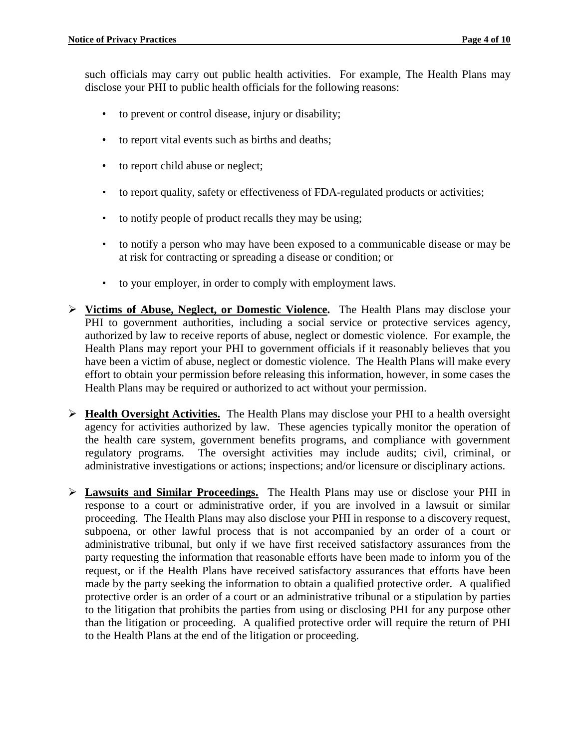such officials may carry out public health activities. For example, The Health Plans may disclose your PHI to public health officials for the following reasons:

- to prevent or control disease, injury or disability;
- to report vital events such as births and deaths;
- to report child abuse or neglect;
- to report quality, safety or effectiveness of FDA-regulated products or activities;
- to notify people of product recalls they may be using;
- to notify a person who may have been exposed to a communicable disease or may be at risk for contracting or spreading a disease or condition; or
- to your employer, in order to comply with employment laws.

➢ **Victims of Abuse, Neglect, or Domestic Violence.** The Health Plans may disclose your PHI to government authorities, including a social service or protective services agency, authorized by law to receive reports of abuse, neglect or domestic violence. For example, the Health Plans may report your PHI to government officials if it reasonably believes that you have been a victim of abuse, neglect or domestic violence. The Health Plans will make every effort to obtain your permission before releasing this information, however, in some cases the Health Plans may be required or authorized to act without your permission.

➢ **Health Oversight Activities.** The Health Plans may disclose your PHI to a health oversight agency for activities authorized by law. These agencies typically monitor the operation of the health care system, government benefits programs, and compliance with government regulatory programs. The oversight activities may include audits; civil, criminal, or administrative investigations or actions; inspections; and/or licensure or disciplinary actions.

➢ **Lawsuits and Similar Proceedings.** The Health Plans may use or disclose your PHI in response to a court or administrative order, if you are involved in a lawsuit or similar proceeding. The Health Plans may also disclose your PHI in response to a discovery request, subpoena, or other lawful process that is not accompanied by an order of a court or administrative tribunal, but only if we have first received satisfactory assurances from the party requesting the information that reasonable efforts have been made to inform you of the request, or if the Health Plans have received satisfactory assurances that efforts have been made by the party seeking the information to obtain a qualified protective order. A qualified protective order is an order of a court or an administrative tribunal or a stipulation by parties to the litigation that prohibits the parties from using or disclosing PHI for any purpose other than the litigation or proceeding. A qualified protective order will require the return of PHI to the Health Plans at the end of the litigation or proceeding.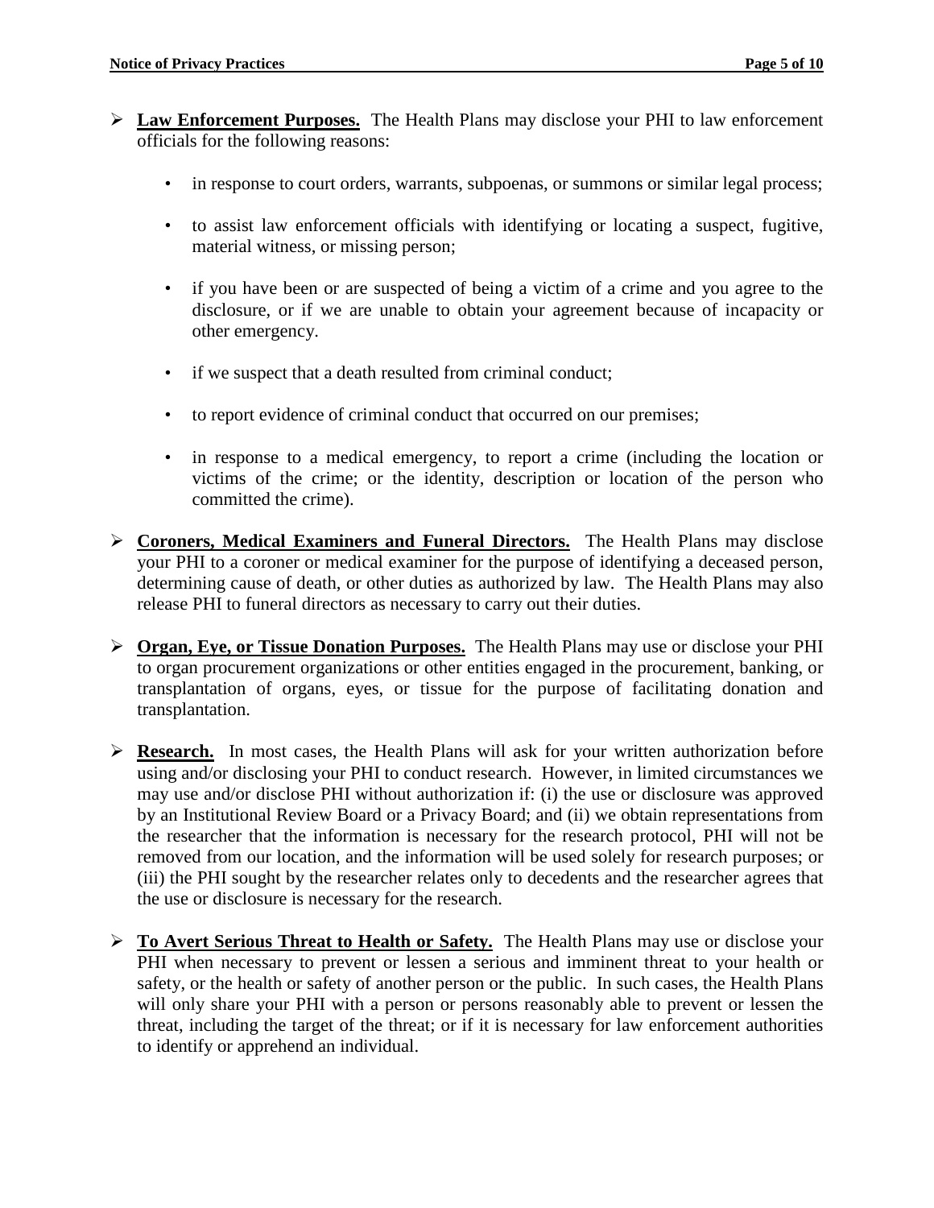- **Law Enforcement Purposes.** The Health Plans may disclose your PHI to law enforcement officials for the following reasons:
  - in response to court orders, warrants, subpoenas, or summons or similar legal process;
  - to assist law enforcement officials with identifying or locating a suspect, fugitive, material witness, or missing person;
  - if you have been or are suspected of being a victim of a crime and you agree to the disclosure, or if we are unable to obtain your agreement because of incapacity or other emergency.
  - if we suspect that a death resulted from criminal conduct;
  - to report evidence of criminal conduct that occurred on our premises;
  - in response to a medical emergency, to report a crime (including the location or victims of the crime; or the identity, description or location of the person who committed the crime).

- **Coroners, Medical Examiners and Funeral Directors.** The Health Plans may disclose your PHI to a coroner or medical examiner for the purpose of identifying a deceased person, determining cause of death, or other duties as authorized by law. The Health Plans may also release PHI to funeral directors as necessary to carry out their duties.

- **Organ, Eye, or Tissue Donation Purposes.** The Health Plans may use or disclose your PHI to organ procurement organizations or other entities engaged in the procurement, banking, or transplantation of organs, eyes, or tissue for the purpose of facilitating donation and transplantation.

- **Research.** In most cases, the Health Plans will ask for your written authorization before using and/or disclosing your PHI to conduct research. However, in limited circumstances we may use and/or disclose PHI without authorization if: (i) the use or disclosure was approved by an Institutional Review Board or a Privacy Board; and (ii) we obtain representations from the researcher that the information is necessary for the research protocol, PHI will not be removed from our location, and the information will be used solely for research purposes; or (iii) the PHI sought by the researcher relates only to decedents and the researcher agrees that the use or disclosure is necessary for the research.

- **To Avert Serious Threat to Health or Safety.** The Health Plans may use or disclose your PHI when necessary to prevent or lessen a serious and imminent threat to your health or safety, or the health or safety of another person or the public. In such cases, the Health Plans will only share your PHI with a person or persons reasonably able to prevent or lessen the threat, including the target of the threat; or if it is necessary for law enforcement authorities to identify or apprehend an individual.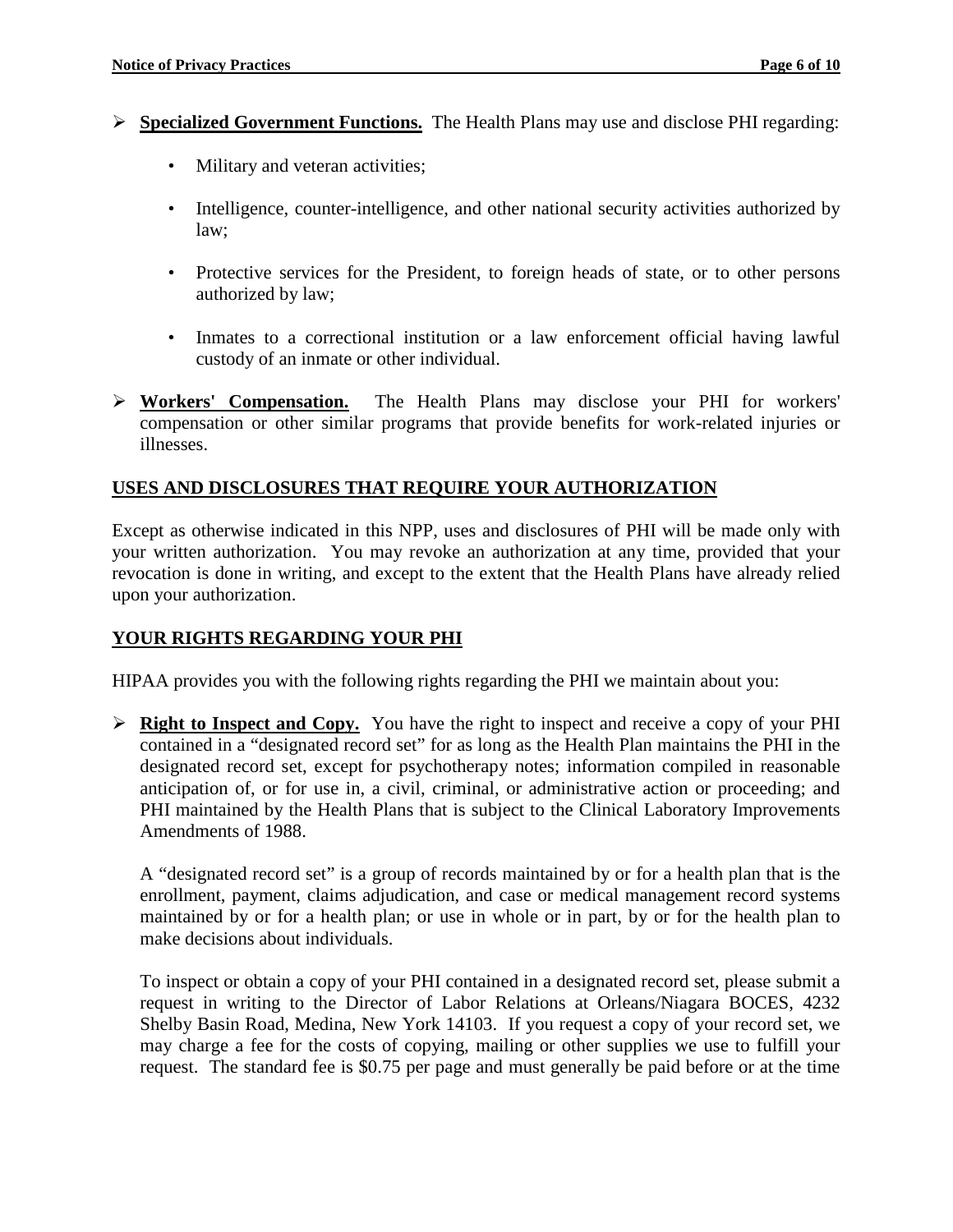- **Specialized Government Functions.** The Health Plans may use and disclose PHI regarding:

  - Military and veteran activities;
  - Intelligence, counter-intelligence, and other national security activities authorized by law;
  - Protective services for the President, to foreign heads of state, or to other persons authorized by law;
  - Inmates to a correctional institution or a law enforcement official having lawful custody of an inmate or other individual.

- **Workers' Compensation.** The Health Plans may disclose your PHI for workers' compensation or other similar programs that provide benefits for work-related injuries or illnesses.

## USES AND DISCLOSURES THAT REQUIRE YOUR AUTHORIZATION

Except as otherwise indicated in this NPP, uses and disclosures of PHI will be made only with your written authorization. You may revoke an authorization at any time, provided that your revocation is done in writing, and except to the extent that the Health Plans have already relied upon your authorization.

## YOUR RIGHTS REGARDING YOUR PHI

HIPAA provides you with the following rights regarding the PHI we maintain about you:

- **Right to Inspect and Copy.** You have the right to inspect and receive a copy of your PHI contained in a "designated record set" for as long as the Health Plan maintains the PHI in the designated record set, except for psychotherapy notes; information compiled in reasonable anticipation of, or for use in, a civil, criminal, or administrative action or proceeding; and PHI maintained by the Health Plans that is subject to the Clinical Laboratory Improvements Amendments of 1988.

  A "designated record set" is a group of records maintained by or for a health plan that is the enrollment, payment, claims adjudication, and case or medical management record systems maintained by or for a health plan; or use in whole or in part, by or for the health plan to make decisions about individuals.

  To inspect or obtain a copy of your PHI contained in a designated record set, please submit a request in writing to the Director of Labor Relations at Orleans/Niagara BOCES, 4232 Shelby Basin Road, Medina, New York 14103. If you request a copy of your record set, we may charge a fee for the costs of copying, mailing or other supplies we use to fulfill your request. The standard fee is $0.75 per page and must generally be paid before or at the time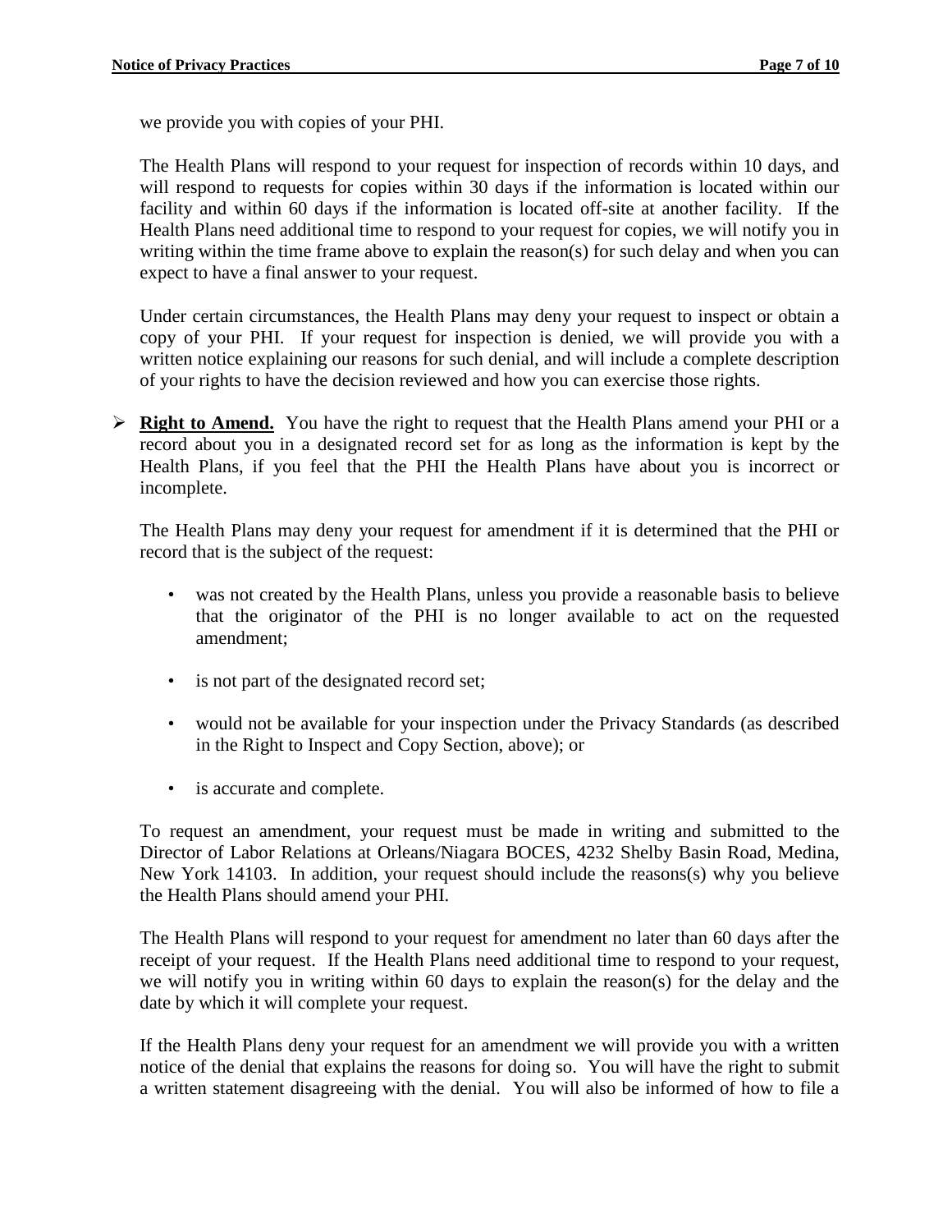we provide you with copies of your PHI.

The Health Plans will respond to your request for inspection of records within 10 days, and will respond to requests for copies within 30 days if the information is located within our facility and within 60 days if the information is located off-site at another facility. If the Health Plans need additional time to respond to your request for copies, we will notify you in writing within the time frame above to explain the reason(s) for such delay and when you can expect to have a final answer to your request.

Under certain circumstances, the Health Plans may deny your request to inspect or obtain a copy of your PHI. If your request for inspection is denied, we will provide you with a written notice explaining our reasons for such denial, and will include a complete description of your rights to have the decision reviewed and how you can exercise those rights.

- **Right to Amend.** You have the right to request that the Health Plans amend your PHI or a record about you in a designated record set for as long as the information is kept by the Health Plans, if you feel that the PHI the Health Plans have about you is incorrect or incomplete.

  The Health Plans may deny your request for amendment if it is determined that the PHI or record that is the subject of the request:

  - was not created by the Health Plans, unless you provide a reasonable basis to believe that the originator of the PHI is no longer available to act on the requested amendment;
  - is not part of the designated record set;
  - would not be available for your inspection under the Privacy Standards (as described in the Right to Inspect and Copy Section, above); or
  - is accurate and complete.

  To request an amendment, your request must be made in writing and submitted to the Director of Labor Relations at Orleans/Niagara BOCES, 4232 Shelby Basin Road, Medina, New York 14103. In addition, your request should include the reasons(s) why you believe the Health Plans should amend your PHI.

  The Health Plans will respond to your request for amendment no later than 60 days after the receipt of your request. If the Health Plans need additional time to respond to your request, we will notify you in writing within 60 days to explain the reason(s) for the delay and the date by which it will complete your request.

  If the Health Plans deny your request for an amendment we will provide you with a written notice of the denial that explains the reasons for doing so. You will have the right to submit a written statement disagreeing with the denial. You will also be informed of how to file a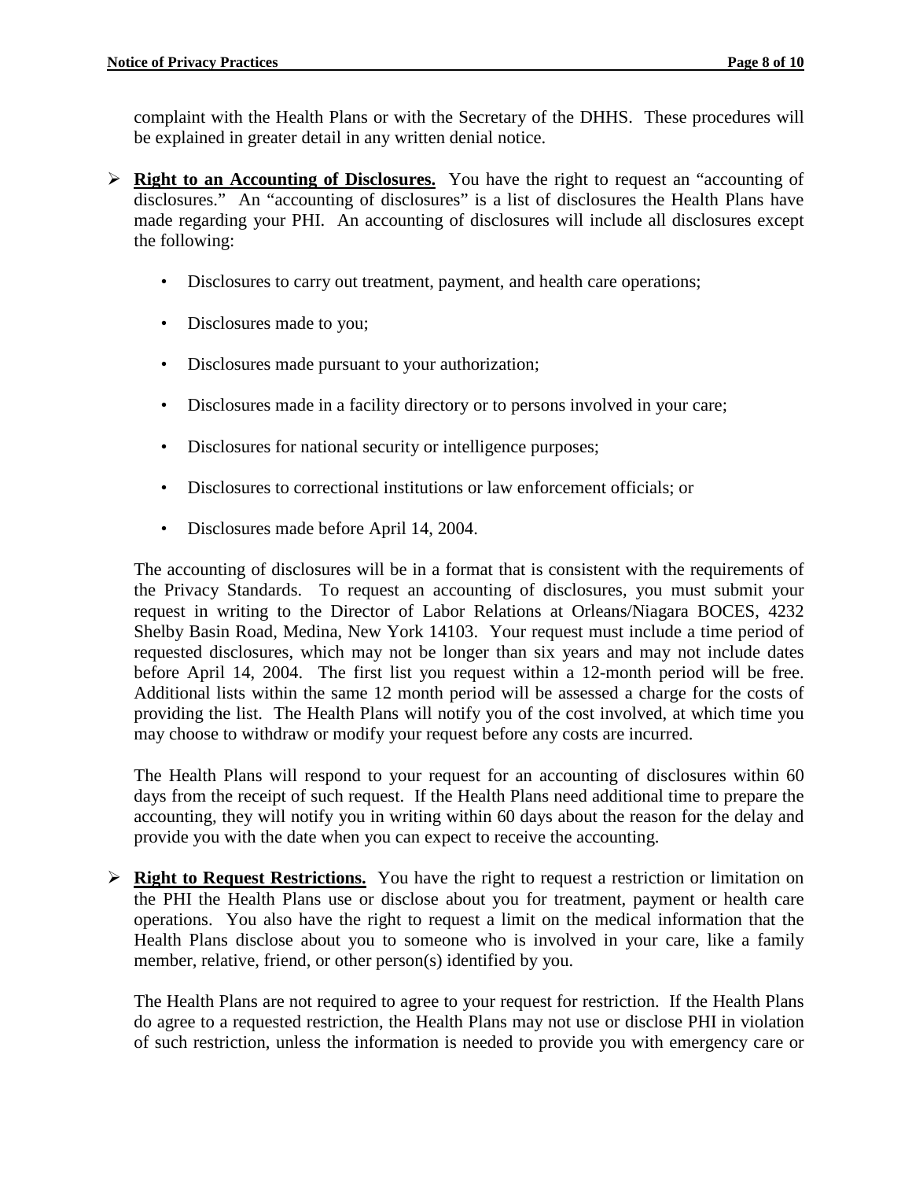complaint with the Health Plans or with the Secretary of the DHHS. These procedures will be explained in greater detail in any written denial notice.

- **<u>Right to an Accounting of Disclosures.</u>** You have the right to request an "accounting of disclosures." An "accounting of disclosures" is a list of disclosures the Health Plans have made regarding your PHI. An accounting of disclosures will include all disclosures except the following:

  - Disclosures to carry out treatment, payment, and health care operations;
  - Disclosures made to you;
  - Disclosures made pursuant to your authorization;
  - Disclosures made in a facility directory or to persons involved in your care;
  - Disclosures for national security or intelligence purposes;
  - Disclosures to correctional institutions or law enforcement officials; or
  - Disclosures made before April 14, 2004.

  The accounting of disclosures will be in a format that is consistent with the requirements of the Privacy Standards. To request an accounting of disclosures, you must submit your request in writing to the Director of Labor Relations at Orleans/Niagara BOCES, 4232 Shelby Basin Road, Medina, New York 14103. Your request must include a time period of requested disclosures, which may not be longer than six years and may not include dates before April 14, 2004. The first list you request within a 12-month period will be free. Additional lists within the same 12 month period will be assessed a charge for the costs of providing the list. The Health Plans will notify you of the cost involved, at which time you may choose to withdraw or modify your request before any costs are incurred.

  The Health Plans will respond to your request for an accounting of disclosures within 60 days from the receipt of such request. If the Health Plans need additional time to prepare the accounting, they will notify you in writing within 60 days about the reason for the delay and provide you with the date when you can expect to receive the accounting.

- **<u>Right to Request Restrictions.</u>** You have the right to request a restriction or limitation on the PHI the Health Plans use or disclose about you for treatment, payment or health care operations. You also have the right to request a limit on the medical information that the Health Plans disclose about you to someone who is involved in your care, like a family member, relative, friend, or other person(s) identified by you.

  The Health Plans are not required to agree to your request for restriction. If the Health Plans do agree to a requested restriction, the Health Plans may not use or disclose PHI in violation of such restriction, unless the information is needed to provide you with emergency care or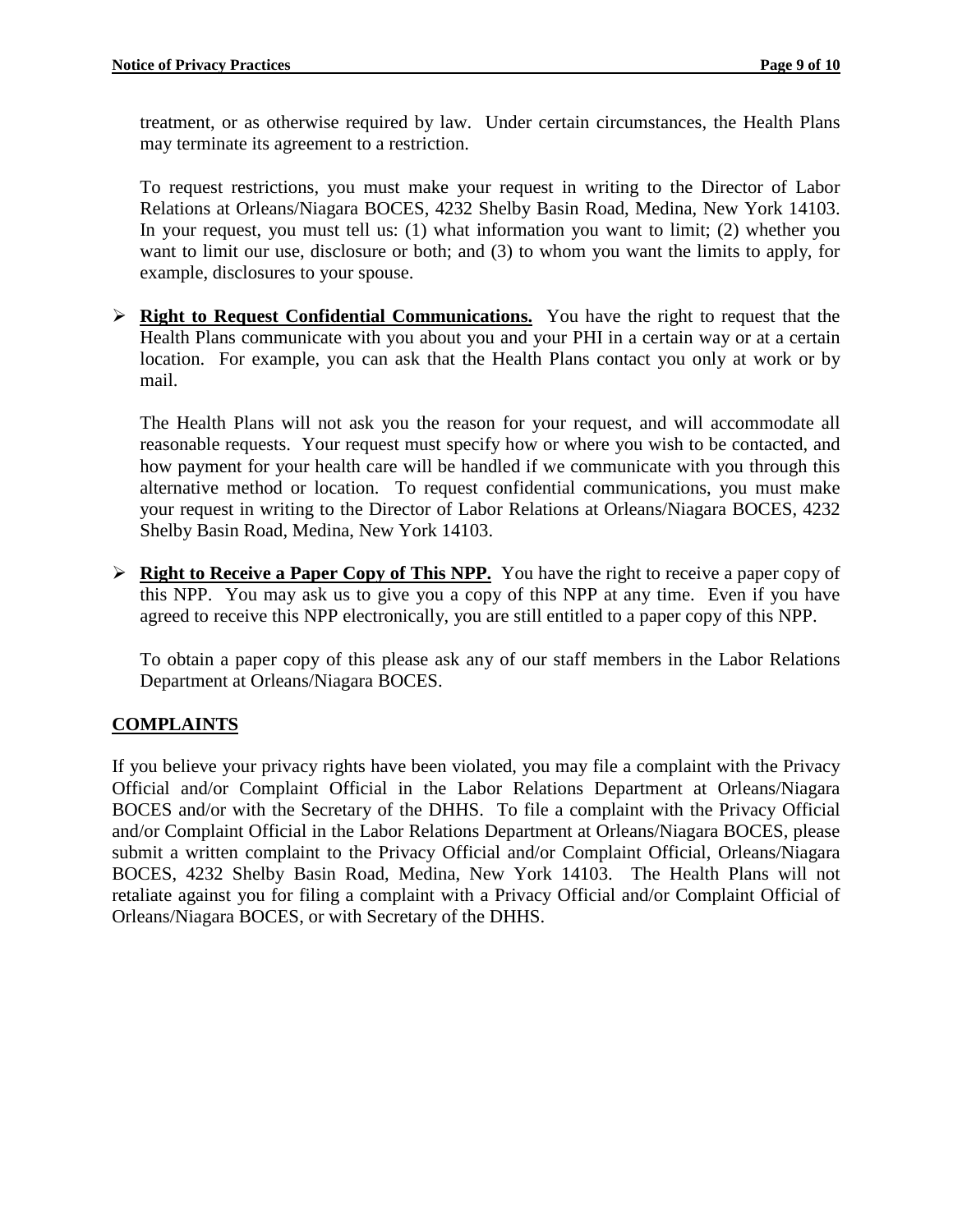treatment, or as otherwise required by law. Under certain circumstances, the Health Plans may terminate its agreement to a restriction.

To request restrictions, you must make your request in writing to the Director of Labor Relations at Orleans/Niagara BOCES, 4232 Shelby Basin Road, Medina, New York 14103. In your request, you must tell us: (1) what information you want to limit; (2) whether you want to limit our use, disclosure or both; and (3) to whom you want the limits to apply, for example, disclosures to your spouse.

- **Right to Request Confidential Communications.** You have the right to request that the Health Plans communicate with you about you and your PHI in a certain way or at a certain location. For example, you can ask that the Health Plans contact you only at work or by mail.

  The Health Plans will not ask you the reason for your request, and will accommodate all reasonable requests. Your request must specify how or where you wish to be contacted, and how payment for your health care will be handled if we communicate with you through this alternative method or location. To request confidential communications, you must make your request in writing to the Director of Labor Relations at Orleans/Niagara BOCES, 4232 Shelby Basin Road, Medina, New York 14103.

- **Right to Receive a Paper Copy of This NPP.** You have the right to receive a paper copy of this NPP. You may ask us to give you a copy of this NPP at any time. Even if you have agreed to receive this NPP electronically, you are still entitled to a paper copy of this NPP.

  To obtain a paper copy of this please ask any of our staff members in the Labor Relations Department at Orleans/Niagara BOCES.

## COMPLAINTS

If you believe your privacy rights have been violated, you may file a complaint with the Privacy Official and/or Complaint Official in the Labor Relations Department at Orleans/Niagara BOCES and/or with the Secretary of the DHHS. To file a complaint with the Privacy Official and/or Complaint Official in the Labor Relations Department at Orleans/Niagara BOCES, please submit a written complaint to the Privacy Official and/or Complaint Official, Orleans/Niagara BOCES, 4232 Shelby Basin Road, Medina, New York 14103. The Health Plans will not retaliate against you for filing a complaint with a Privacy Official and/or Complaint Official of Orleans/Niagara BOCES, or with Secretary of the DHHS.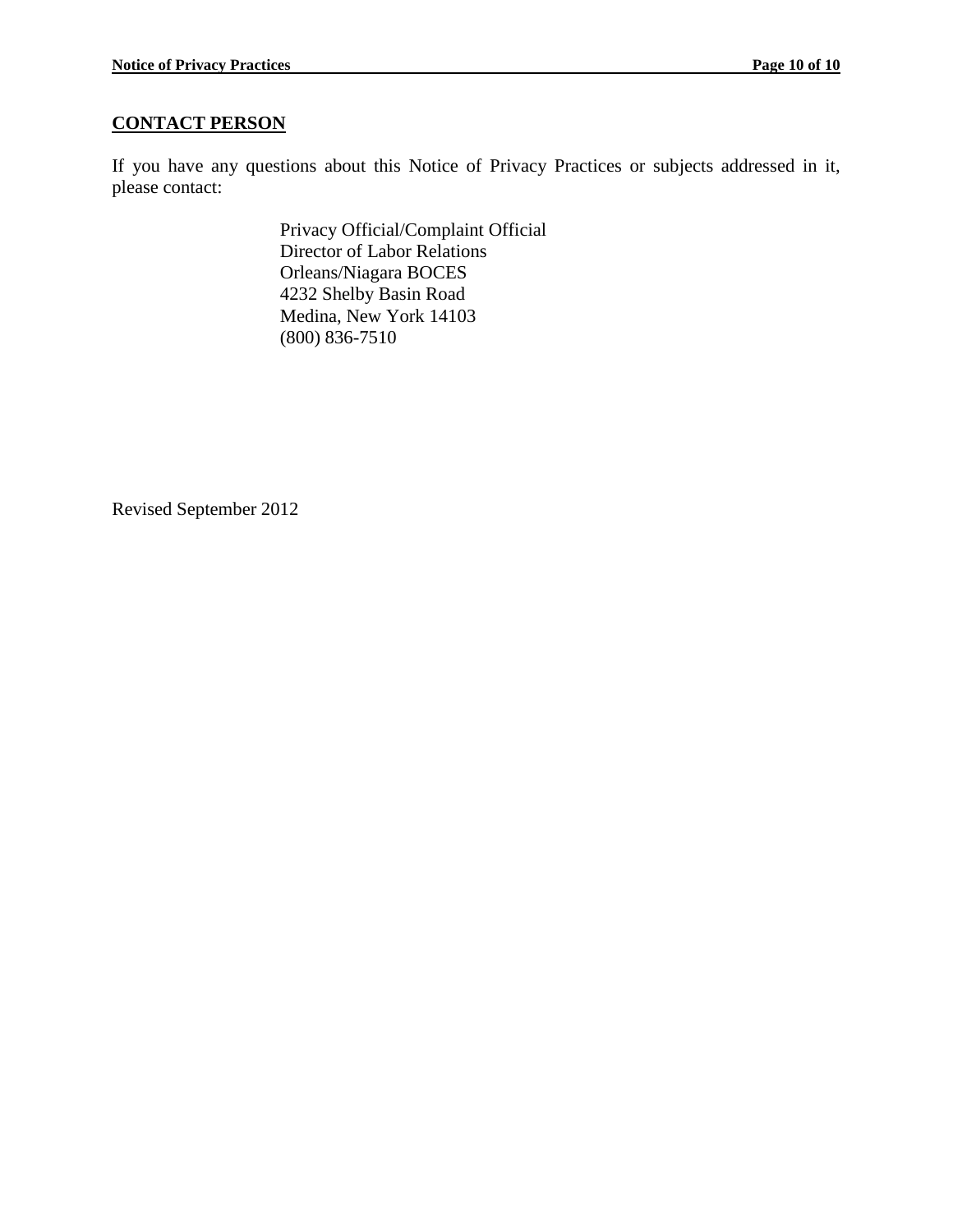## CONTACT PERSON

If you have any questions about this Notice of Privacy Practices or subjects addressed in it, please contact:

> Privacy Official/Complaint Official
> Director of Labor Relations
> Orleans/Niagara BOCES
> 4232 Shelby Basin Road
> Medina, New York 14103
> (800) 836-7510

Revised September 2012